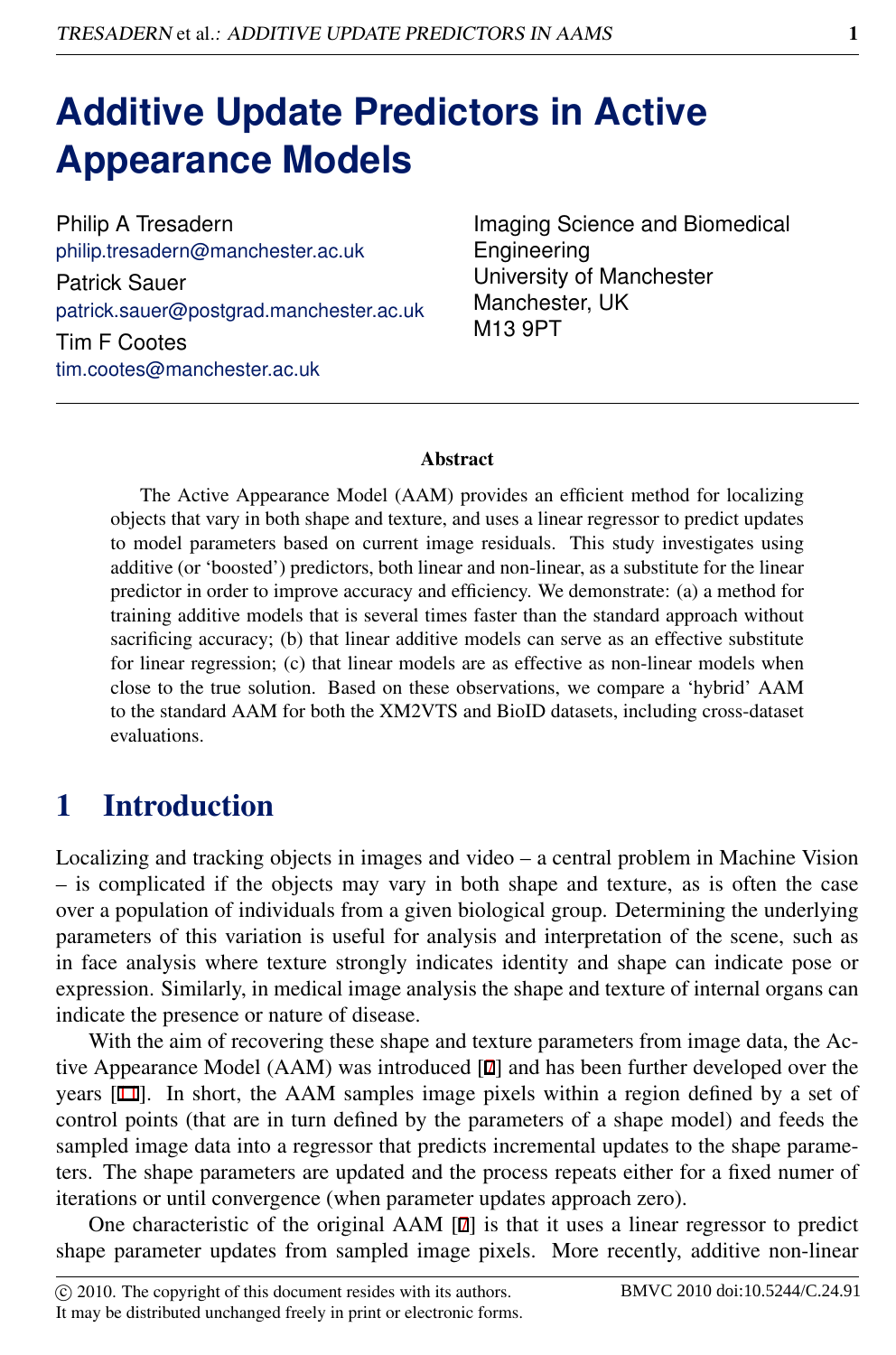# Additive Update Predictors in Active Appearance Models

Philip A Tresadern
philip.tresadern@manchester.ac.uk

Patrick Sauer
patrick.sauer@postgrad.manchester.ac.uk

Tim F Cootes
tim.cootes@manchester.ac.uk

Imaging Science and Biomedical Engineering
University of Manchester
Manchester, UK
M13 9PT

### Abstract

The Active Appearance Model (AAM) provides an efficient method for localizing objects that vary in both shape and texture, and uses a linear regressor to predict updates to model parameters based on current image residuals. This study investigates using additive (or 'boosted') predictors, both linear and non-linear, as a substitute for the linear predictor in order to improve accuracy and efficiency. We demonstrate: (a) a method for training additive models that is several times faster than the standard approach without sacrificing accuracy; (b) that linear additive models can serve as an effective substitute for linear regression; (c) that linear models are as effective as non-linear models when close to the true solution. Based on these observations, we compare a 'hybrid' AAM to the standard AAM for both the XM2VTS and BioID datasets, including cross-dataset evaluations.

## 1 Introduction

Localizing and tracking objects in images and video – a central problem in Machine Vision – is complicated if the objects may vary in both shape and texture, as is often the case over a population of individuals from a given biological group. Determining the underlying parameters of this variation is useful for analysis and interpretation of the scene, such as in face analysis where texture strongly indicates identity and shape can indicate pose or expression. Similarly, in medical image analysis the shape and texture of internal organs can indicate the presence or nature of disease.

With the aim of recovering these shape and texture parameters from image data, the Active Appearance Model (AAM) was introduced [7] and has been further developed over the years [11]. In short, the AAM samples image pixels within a region defined by a set of control points (that are in turn defined by the parameters of a shape model) and feeds the sampled image data into a regressor that predicts incremental updates to the shape parameters. The shape parameters are updated and the process repeats either for a fixed numer of iterations or until convergence (when parameter updates approach zero).

One characteristic of the original AAM [7] is that it uses a linear regressor to predict shape parameter updates from sampled image pixels. More recently, additive non-linear

© 2010. The copyright of this document resides with its authors.
It may be distributed unchanged freely in print or electronic forms.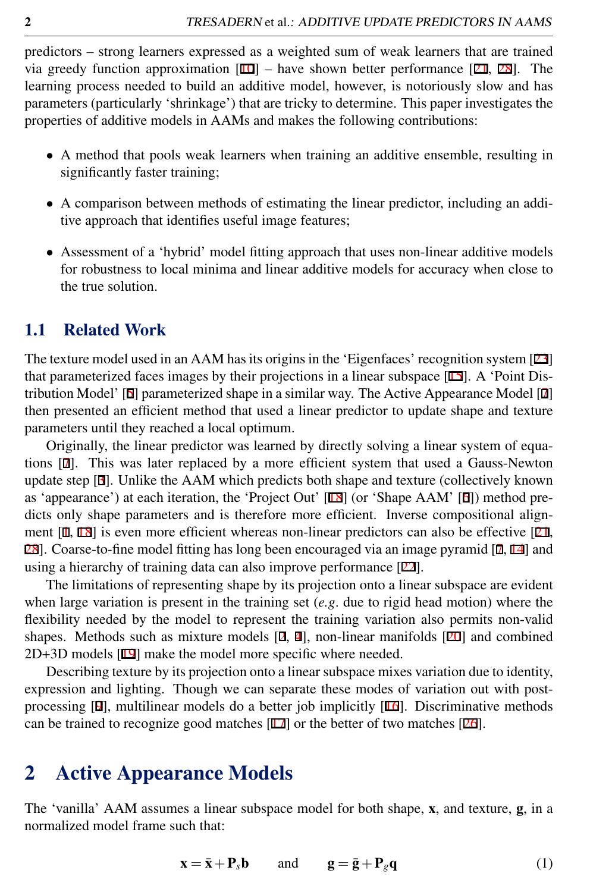predictors – strong learners expressed as a weighted sum of weak learners that are trained via greedy function approximation [10] – have shown better performance [21, 28]. The learning process needed to build an additive model, however, is notoriously slow and has parameters (particularly 'shrinkage') that are tricky to determine. This paper investigates the properties of additive models in AAMs and makes the following contributions:

- A method that pools weak learners when training an additive ensemble, resulting in significantly faster training;
- A comparison between methods of estimating the linear predictor, including an additive approach that identifies useful image features;
- Assessment of a 'hybrid' model fitting approach that uses non-linear additive models for robustness to local minima and linear additive models for accuracy when close to the true solution.

## 1.1 Related Work

The texture model used in an AAM has its origins in the 'Eigenfaces' recognition system [23] that parameterized faces images by their projections in a linear subspace [15]. A 'Point Distribution Model' [6] parameterized shape in a similar way. The Active Appearance Model [7] then presented an efficient method that used a linear predictor to update shape and texture parameters until they reached a local optimum.

Originally, the linear predictor was learned by directly solving a linear system of equations [7]. This was later replaced by a more efficient system that used a Gauss-Newton update step [3]. Unlike the AAM which predicts both shape and texture (collectively known as 'appearance') at each iteration, the 'Project Out' [18] (or 'Shape AAM' [5]) method predicts only shape parameters and is therefore more efficient. Inverse compositional alignment [1, 18] is even more efficient whereas non-linear predictors can also be effective [21, 28]. Coarse-to-fine model fitting has long been encouraged via an image pyramid [7, 14] and using a hierarchy of training data can also improve performance [22].

The limitations of representing shape by its projection onto a linear subspace are evident when large variation is present in the training set (*e.g.* due to rigid head motion) where the flexibility needed by the model to represent the training variation also permits non-valid shapes. Methods such as mixture models [2, 4], non-linear manifolds [20] and combined 2D+3D models [19] make the model more specific where needed.

Describing texture by its projection onto a linear subspace mixes variation due to identity, expression and lighting. Though we can separate these modes of variation out with post-processing [9], multilinear models do a better job implicitly [16]. Discriminative methods can be trained to recognize good matches [17] or the better of two matches [26].

# 2 Active Appearance Models

The 'vanilla' AAM assumes a linear subspace model for both shape, $\mathbf{x}$, and texture, $\mathbf{g}$, in a normalized model frame such that:

$$\mathbf{x} = \bar{\mathbf{x}} + \mathbf{P}_s \mathbf{b} \qquad \text{and} \qquad \mathbf{g} = \bar{\mathbf{g}} + \mathbf{P}_g \mathbf{q} \tag{1}$$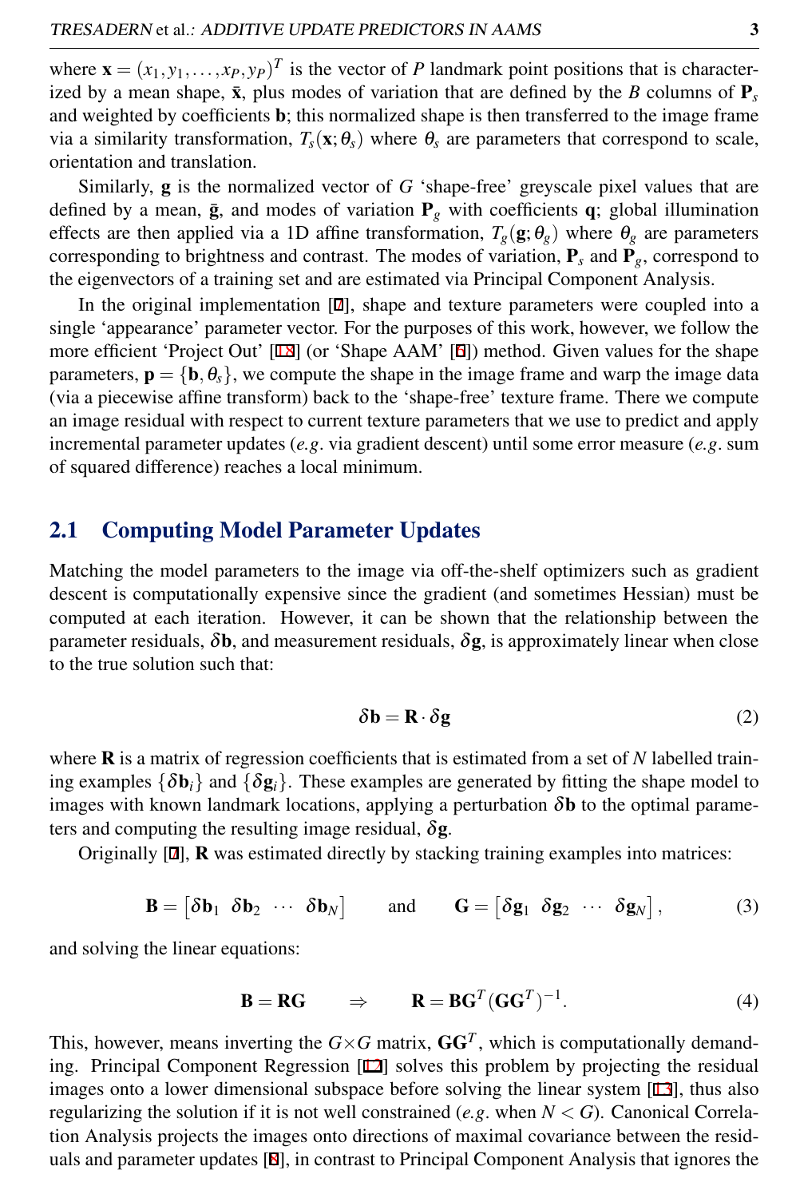where $\mathbf{x} = (x_1, y_1, \ldots, x_P, y_P)^T$ is the vector of $P$ landmark point positions that is characterized by a mean shape, $\bar{\mathbf{x}}$, plus modes of variation that are defined by the $B$ columns of $\mathbf{P}_s$ and weighted by coefficients $\mathbf{b}$; this normalized shape is then transferred to the image frame via a similarity transformation, $T_s(\mathbf{x}; \theta_s)$ where $\theta_s$ are parameters that correspond to scale, orientation and translation.

Similarly, $\mathbf{g}$ is the normalized vector of $G$ 'shape-free' greyscale pixel values that are defined by a mean, $\bar{\mathbf{g}}$, and modes of variation $\mathbf{P}_g$ with coefficients $\mathbf{q}$; global illumination effects are then applied via a 1D affine transformation, $T_g(\mathbf{g}; \theta_g)$ where $\theta_g$ are parameters corresponding to brightness and contrast. The modes of variation, $\mathbf{P}_s$ and $\mathbf{P}_g$, correspond to the eigenvectors of a training set and are estimated via Principal Component Analysis.

In the original implementation [7], shape and texture parameters were coupled into a single 'appearance' parameter vector. For the purposes of this work, however, we follow the more efficient 'Project Out' [18] (or 'Shape AAM' [6]) method. Given values for the shape parameters, $\mathbf{p} = \{\mathbf{b}, \theta_s\}$, we compute the shape in the image frame and warp the image data (via a piecewise affine transform) back to the 'shape-free' texture frame. There we compute an image residual with respect to current texture parameters that we use to predict and apply incremental parameter updates (*e.g.* via gradient descent) until some error measure (*e.g.* sum of squared difference) reaches a local minimum.

## 2.1 Computing Model Parameter Updates

Matching the model parameters to the image via off-the-shelf optimizers such as gradient descent is computationally expensive since the gradient (and sometimes Hessian) must be computed at each iteration. However, it can be shown that the relationship between the parameter residuals, $\delta\mathbf{b}$, and measurement residuals, $\delta\mathbf{g}$, is approximately linear when close to the true solution such that:

$$\delta\mathbf{b} = \mathbf{R} \cdot \delta\mathbf{g} \tag{2}$$

where $\mathbf{R}$ is a matrix of regression coefficients that is estimated from a set of $N$ labelled training examples $\{\delta\mathbf{b}_i\}$ and $\{\delta\mathbf{g}_i\}$. These examples are generated by fitting the shape model to images with known landmark locations, applying a perturbation $\delta\mathbf{b}$ to the optimal parameters and computing the resulting image residual, $\delta\mathbf{g}$.

Originally [7], $\mathbf{R}$ was estimated directly by stacking training examples into matrices:

$$\mathbf{B} = \begin{bmatrix} \delta\mathbf{b}_1 & \delta\mathbf{b}_2 & \cdots & \delta\mathbf{b}_N \end{bmatrix} \quad \text{and} \quad \mathbf{G} = \begin{bmatrix} \delta\mathbf{g}_1 & \delta\mathbf{g}_2 & \cdots & \delta\mathbf{g}_N \end{bmatrix}, \tag{3}$$

and solving the linear equations:

$$\mathbf{B} = \mathbf{R}\mathbf{G} \quad \Rightarrow \quad \mathbf{R} = \mathbf{B}\mathbf{G}^T(\mathbf{G}\mathbf{G}^T)^{-1}. \tag{4}$$

This, however, means inverting the $G \times G$ matrix, $\mathbf{G}\mathbf{G}^T$, which is computationally demanding. Principal Component Regression [12] solves this problem by projecting the residual images onto a lower dimensional subspace before solving the linear system [13], thus also regularizing the solution if it is not well constrained (*e.g.* when $N < G$). Canonical Correlation Analysis projects the images onto directions of maximal covariance between the residuals and parameter updates [8], in contrast to Principal Component Analysis that ignores the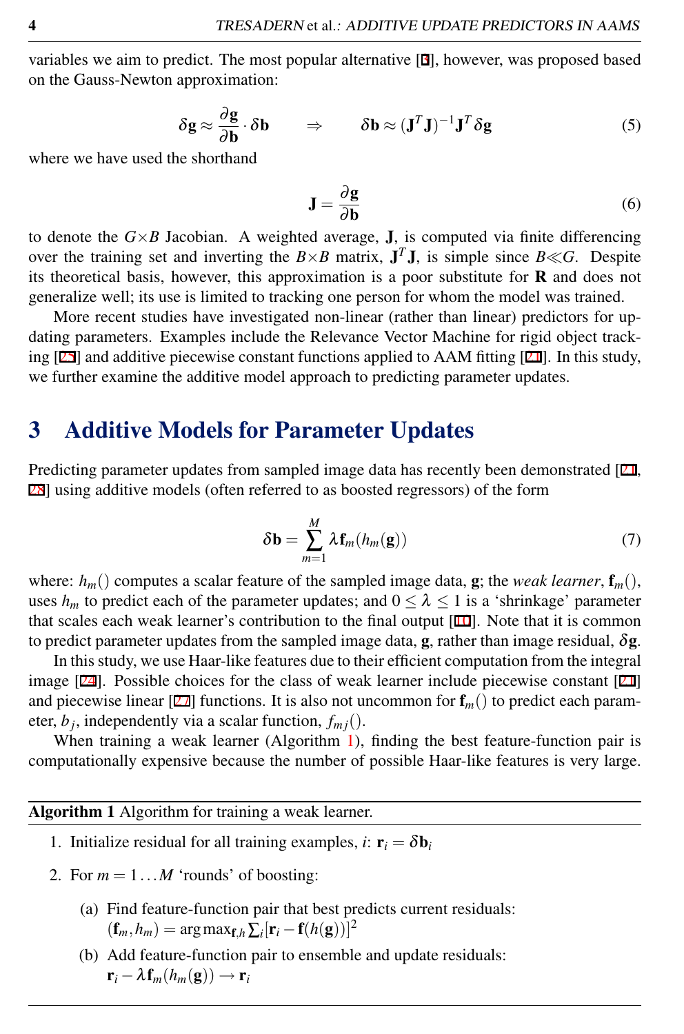variables we aim to predict. The most popular alternative [3], however, was proposed based on the Gauss-Newton approximation:

$$\delta \mathbf{g} \approx \frac{\partial \mathbf{g}}{\partial \mathbf{b}} \cdot \delta \mathbf{b} \qquad \Rightarrow \qquad \delta \mathbf{b} \approx (\mathbf{J}^T \mathbf{J})^{-1} \mathbf{J}^T \delta \mathbf{g} \tag{5}$$

where we have used the shorthand

$$\mathbf{J} = \frac{\partial \mathbf{g}}{\partial \mathbf{b}} \tag{6}$$

to denote the $G \times B$ Jacobian. A weighted average, $\mathbf{J}$, is computed via finite differencing over the training set and inverting the $B \times B$ matrix, $\mathbf{J}^T \mathbf{J}$, is simple since $B \ll G$. Despite its theoretical basis, however, this approximation is a poor substitute for $\mathbf{R}$ and does not generalize well; its use is limited to tracking one person for whom the model was trained.

More recent studies have investigated non-linear (rather than linear) predictors for updating parameters. Examples include the Relevance Vector Machine for rigid object tracking [25] and additive piecewise constant functions applied to AAM fitting [21]. In this study, we further examine the additive model approach to predicting parameter updates.

# 3 Additive Models for Parameter Updates

Predicting parameter updates from sampled image data has recently been demonstrated [21, 28] using additive models (often referred to as boosted regressors) of the form

$$\delta \mathbf{b} = \sum_{m=1}^{M} \lambda \mathbf{f}_m(h_m(\mathbf{g})) \tag{7}$$

where: $h_m()$ computes a scalar feature of the sampled image data, $\mathbf{g}$; the *weak learner*, $\mathbf{f}_m()$, uses $h_m$ to predict each of the parameter updates; and $0 \leq \lambda \leq 1$ is a 'shrinkage' parameter that scales each weak learner's contribution to the final output [10]. Note that it is common to predict parameter updates from the sampled image data, $\mathbf{g}$, rather than image residual, $\delta \mathbf{g}$.

In this study, we use Haar-like features due to their efficient computation from the integral image [24]. Possible choices for the class of weak learner include piecewise constant [21] and piecewise linear [27] functions. It is also not uncommon for $\mathbf{f}_m()$ to predict each parameter, $b_j$, independently via a scalar function, $f_{mj}()$.

When training a weak learner (Algorithm 1), finding the best feature-function pair is computationally expensive because the number of possible Haar-like features is very large.

---

**Algorithm 1** Algorithm for training a weak learner.

1. Initialize residual for all training examples, $i$: $\mathbf{r}_i = \delta \mathbf{b}_i$
2. For $m = 1 \ldots M$ 'rounds' of boosting:
   (a) Find feature-function pair that best predicts current residuals: $(\mathbf{f}_m, h_m) = \arg\max_{\mathbf{f},h} \sum_i [\mathbf{r}_i - \mathbf{f}(h(\mathbf{g}))]^2$
   (b) Add feature-function pair to ensemble and update residuals: $\mathbf{r}_i - \lambda \mathbf{f}_m(h_m(\mathbf{g})) \rightarrow \mathbf{r}_i$

---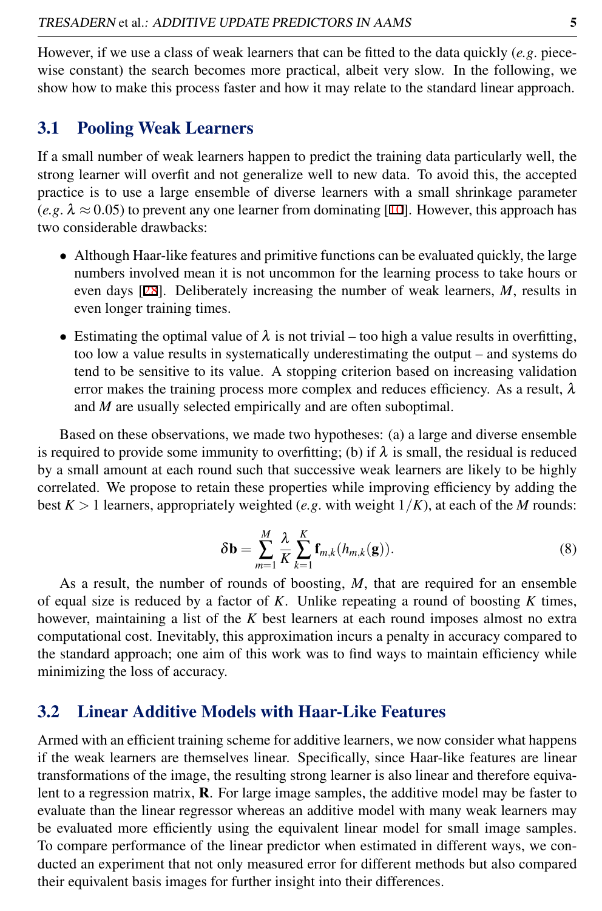However, if we use a class of weak learners that can be fitted to the data quickly (*e.g.* piecewise constant) the search becomes more practical, albeit very slow. In the following, we show how to make this process faster and how it may relate to the standard linear approach.

## 3.1 Pooling Weak Learners

If a small number of weak learners happen to predict the training data particularly well, the strong learner will overfit and not generalize well to new data. To avoid this, the accepted practice is to use a large ensemble of diverse learners with a small shrinkage parameter (*e.g.* $\lambda \approx 0.05$) to prevent any one learner from dominating [10]. However, this approach has two considerable drawbacks:

- Although Haar-like features and primitive functions can be evaluated quickly, the large numbers involved mean it is not uncommon for the learning process to take hours or even days [28]. Deliberately increasing the number of weak learners, $M$, results in even longer training times.
- Estimating the optimal value of $\lambda$ is not trivial – too high a value results in overfitting, too low a value results in systematically underestimating the output – and systems do tend to be sensitive to its value. A stopping criterion based on increasing validation error makes the training process more complex and reduces efficiency. As a result, $\lambda$ and $M$ are usually selected empirically and are often suboptimal.

Based on these observations, we made two hypotheses: (a) a large and diverse ensemble is required to provide some immunity to overfitting; (b) if $\lambda$ is small, the residual is reduced by a small amount at each round such that successive weak learners are likely to be highly correlated. We propose to retain these properties while improving efficiency by adding the best $K > 1$ learners, appropriately weighted (*e.g.* with weight $1/K$), at each of the $M$ rounds:

$$\delta \mathbf{b} = \sum_{m=1}^{M} \frac{\lambda}{K} \sum_{k=1}^{K} \mathbf{f}_{m,k}(h_{m,k}(\mathbf{g})). \tag{8}$$

As a result, the number of rounds of boosting, $M$, that are required for an ensemble of equal size is reduced by a factor of $K$. Unlike repeating a round of boosting $K$ times, however, maintaining a list of the $K$ best learners at each round imposes almost no extra computational cost. Inevitably, this approximation incurs a penalty in accuracy compared to the standard approach; one aim of this work was to find ways to maintain efficiency while minimizing the loss of accuracy.

## 3.2 Linear Additive Models with Haar-Like Features

Armed with an efficient training scheme for additive learners, we now consider what happens if the weak learners are themselves linear. Specifically, since Haar-like features are linear transformations of the image, the resulting strong learner is also linear and therefore equivalent to a regression matrix, $\mathbf{R}$. For large image samples, the additive model may be faster to evaluate than the linear regressor whereas an additive model with many weak learners may be evaluated more efficiently using the equivalent linear model for small image samples. To compare performance of the linear predictor when estimated in different ways, we conducted an experiment that not only measured error for different methods but also compared their equivalent basis images for further insight into their differences.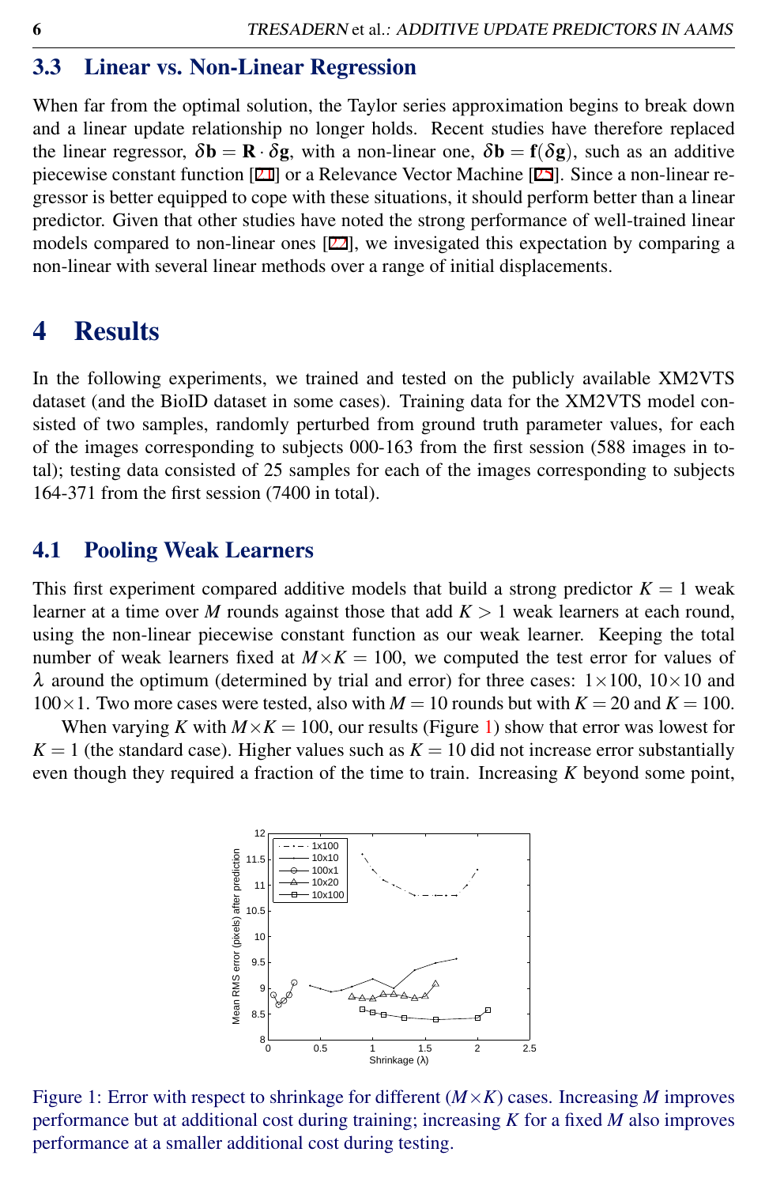## 3.3 Linear vs. Non-Linear Regression

When far from the optimal solution, the Taylor series approximation begins to break down and a linear update relationship no longer holds. Recent studies have therefore replaced the linear regressor, $\delta\mathbf{b} = \mathbf{R} \cdot \delta\mathbf{g}$, with a non-linear one, $\delta\mathbf{b} = \mathbf{f}(\delta\mathbf{g})$, such as an additive piecewise constant function [21] or a Relevance Vector Machine [25]. Since a non-linear regressor is better equipped to cope with these situations, it should perform better than a linear predictor. Given that other studies have noted the strong performance of well-trained linear models compared to non-linear ones [22], we invesigated this expectation by comparing a non-linear with several linear methods over a range of initial displacements.

# 4 Results

In the following experiments, we trained and tested on the publicly available XM2VTS dataset (and the BioID dataset in some cases). Training data for the XM2VTS model consisted of two samples, randomly perturbed from ground truth parameter values, for each of the images corresponding to subjects 000-163 from the first session (588 images in total); testing data consisted of 25 samples for each of the images corresponding to subjects 164-371 from the first session (7400 in total).

## 4.1 Pooling Weak Learners

This first experiment compared additive models that build a strong predictor $K = 1$ weak learner at a time over $M$ rounds against those that add $K > 1$ weak learners at each round, using the non-linear piecewise constant function as our weak learner. Keeping the total number of weak learners fixed at $M \times K = 100$, we computed the test error for values of $\lambda$ around the optimum (determined by trial and error) for three cases: $1\times100$, $10\times10$ and $100\times1$. Two more cases were tested, also with $M = 10$ rounds but with $K = 20$ and $K = 100$.

When varying $K$ with $M \times K = 100$, our results (Figure 1) show that error was lowest for $K = 1$ (the standard case). Higher values such as $K = 10$ did not increase error substantially even though they required a fraction of the time to train. Increasing $K$ beyond some point,

Figure 1: Error with respect to shrinkage for different $(M \times K)$ cases. Increasing $M$ improves performance but at additional cost during training; increasing $K$ for a fixed $M$ also improves performance at a smaller additional cost during testing.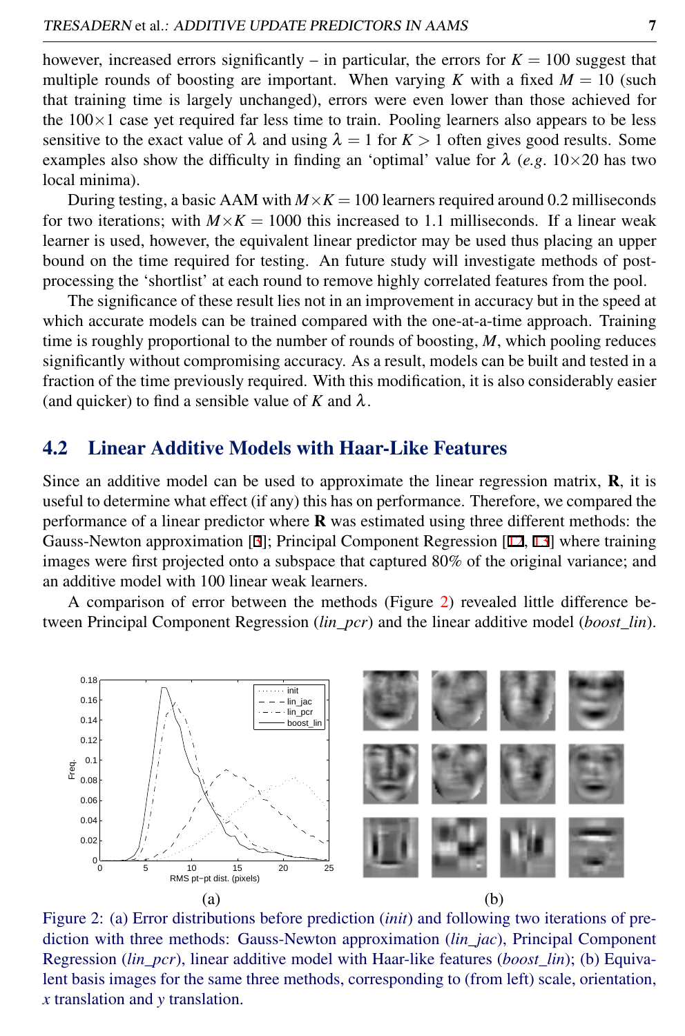however, increased errors significantly – in particular, the errors for $K = 100$ suggest that multiple rounds of boosting are important. When varying $K$ with a fixed $M = 10$ (such that training time is largely unchanged), errors were even lower than those achieved for the $100 \times 1$ case yet required far less time to train. Pooling learners also appears to be less sensitive to the exact value of $\lambda$ and using $\lambda = 1$ for $K > 1$ often gives good results. Some examples also show the difficulty in finding an 'optimal' value for $\lambda$ (*e.g.* $10 \times 20$ has two local minima).

During testing, a basic AAM with $M \times K = 100$ learners required around 0.2 milliseconds for two iterations; with $M \times K = 1000$ this increased to 1.1 milliseconds. If a linear weak learner is used, however, the equivalent linear predictor may be used thus placing an upper bound on the time required for testing. An future study will investigate methods of post-processing the 'shortlist' at each round to remove highly correlated features from the pool.

The significance of these result lies not in an improvement in accuracy but in the speed at which accurate models can be trained compared with the one-at-a-time approach. Training time is roughly proportional to the number of rounds of boosting, $M$, which pooling reduces significantly without compromising accuracy. As a result, models can be built and tested in a fraction of the time previously required. With this modification, it is also considerably easier (and quicker) to find a sensible value of $K$ and $\lambda$.

## 4.2 Linear Additive Models with Haar-Like Features

Since an additive model can be used to approximate the linear regression matrix, $\mathbf{R}$, it is useful to determine what effect (if any) this has on performance. Therefore, we compared the performance of a linear predictor where $\mathbf{R}$ was estimated using three different methods: the Gauss-Newton approximation [3]; Principal Component Regression [12, 13] where training images were first projected onto a subspace that captured 80% of the original variance; and an additive model with 100 linear weak learners.

A comparison of error between the methods (Figure 2) revealed little difference between Principal Component Regression (*lin_pcr*) and the linear additive model (*boost_lin*).

(a) (b)

Figure 2: (a) Error distributions before prediction (*init*) and following two iterations of prediction with three methods: Gauss-Newton approximation (*lin_jac*), Principal Component Regression (*lin_pcr*), linear additive model with Haar-like features (*boost_lin*); (b) Equivalent basis images for the same three methods, corresponding to (from left) scale, orientation, $x$ translation and $y$ translation.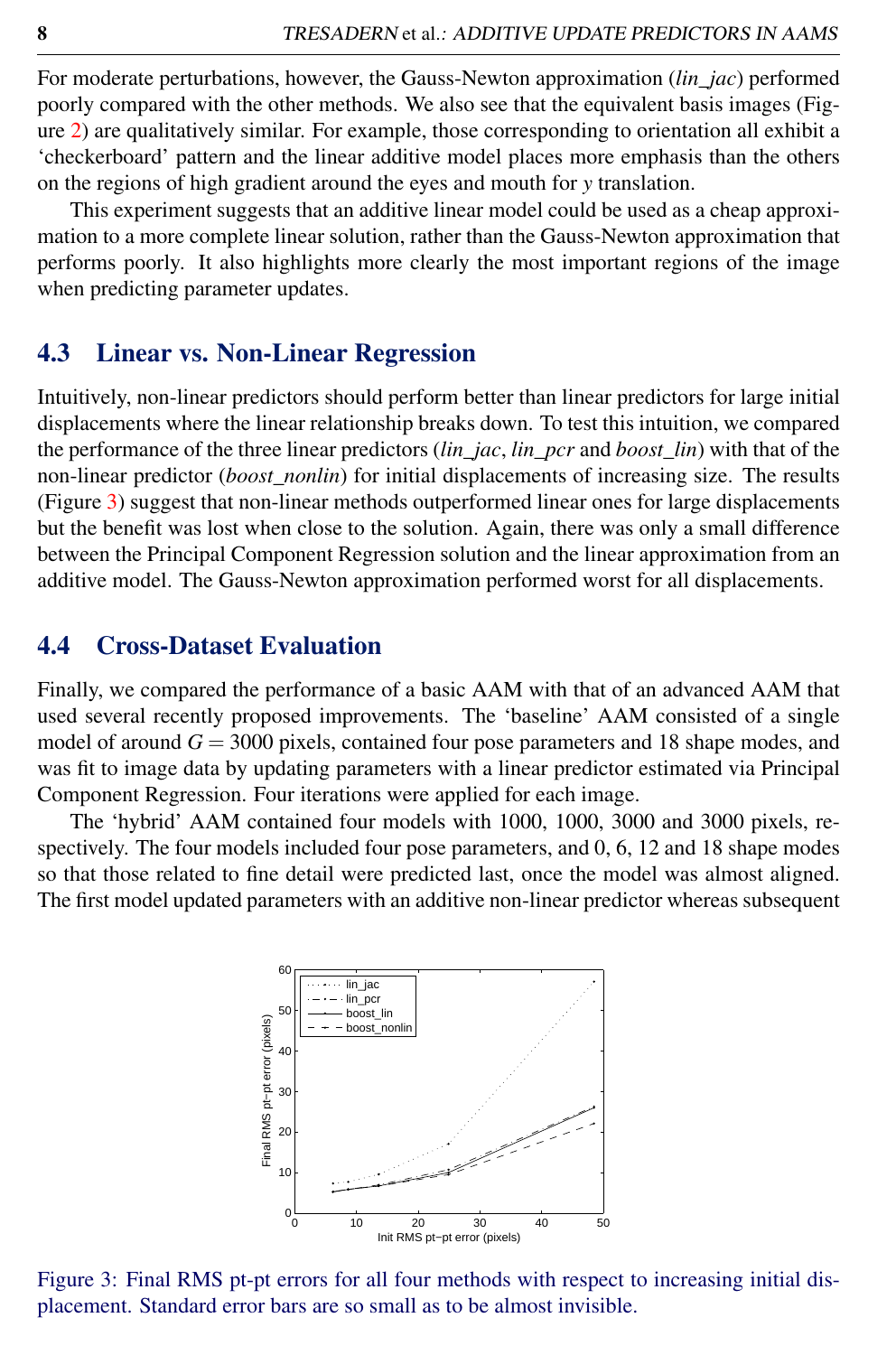For moderate perturbations, however, the Gauss-Newton approximation (*lin_jac*) performed poorly compared with the other methods. We also see that the equivalent basis images (Figure 2) are qualitatively similar. For example, those corresponding to orientation all exhibit a 'checkerboard' pattern and the linear additive model places more emphasis than the others on the regions of high gradient around the eyes and mouth for $y$ translation.

This experiment suggests that an additive linear model could be used as a cheap approximation to a more complete linear solution, rather than the Gauss-Newton approximation that performs poorly. It also highlights more clearly the most important regions of the image when predicting parameter updates.

## 4.3 Linear vs. Non-Linear Regression

Intuitively, non-linear predictors should perform better than linear predictors for large initial displacements where the linear relationship breaks down. To test this intuition, we compared the performance of the three linear predictors (*lin_jac*, *lin_pcr* and *boost_lin*) with that of the non-linear predictor (*boost_nonlin*) for initial displacements of increasing size. The results (Figure 3) suggest that non-linear methods outperformed linear ones for large displacements but the benefit was lost when close to the solution. Again, there was only a small difference between the Principal Component Regression solution and the linear approximation from an additive model. The Gauss-Newton approximation performed worst for all displacements.

## 4.4 Cross-Dataset Evaluation

Finally, we compared the performance of a basic AAM with that of an advanced AAM that used several recently proposed improvements. The 'baseline' AAM consisted of a single model of around $G = 3000$ pixels, contained four pose parameters and 18 shape modes, and was fit to image data by updating parameters with a linear predictor estimated via Principal Component Regression. Four iterations were applied for each image.

The 'hybrid' AAM contained four models with 1000, 1000, 3000 and 3000 pixels, respectively. The four models included four pose parameters, and 0, 6, 12 and 18 shape modes so that those related to fine detail were predicted last, once the model was almost aligned. The first model updated parameters with an additive non-linear predictor whereas subsequent

Figure 3: Final RMS pt-pt errors for all four methods with respect to increasing initial displacement. Standard error bars are so small as to be almost invisible.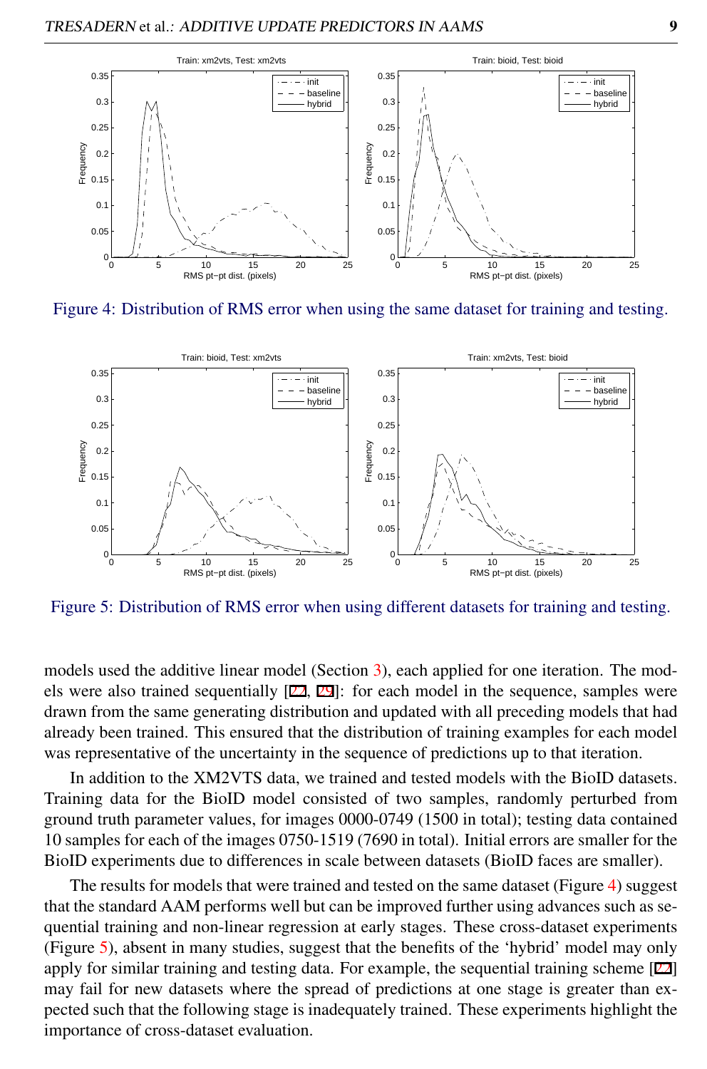Figure 4: Distribution of RMS error when using the same dataset for training and testing.

Figure 5: Distribution of RMS error when using different datasets for training and testing.

models used the additive linear model (Section 3), each applied for one iteration. The models were also trained sequentially [22, 29]: for each model in the sequence, samples were drawn from the same generating distribution and updated with all preceding models that had already been trained. This ensured that the distribution of training examples for each model was representative of the uncertainty in the sequence of predictions up to that iteration.

In addition to the XM2VTS data, we trained and tested models with the BioID datasets. Training data for the BioID model consisted of two samples, randomly perturbed from ground truth parameter values, for images 0000-0749 (1500 in total); testing data contained 10 samples for each of the images 0750-1519 (7690 in total). Initial errors are smaller for the BioID experiments due to differences in scale between datasets (BioID faces are smaller).

The results for models that were trained and tested on the same dataset (Figure 4) suggest that the standard AAM performs well but can be improved further using advances such as sequential training and non-linear regression at early stages. These cross-dataset experiments (Figure 5), absent in many studies, suggest that the benefits of the 'hybrid' model may only apply for similar training and testing data. For example, the sequential training scheme [22] may fail for new datasets where the spread of predictions at one stage is greater than expected such that the following stage is inadequately trained. These experiments highlight the importance of cross-dataset evaluation.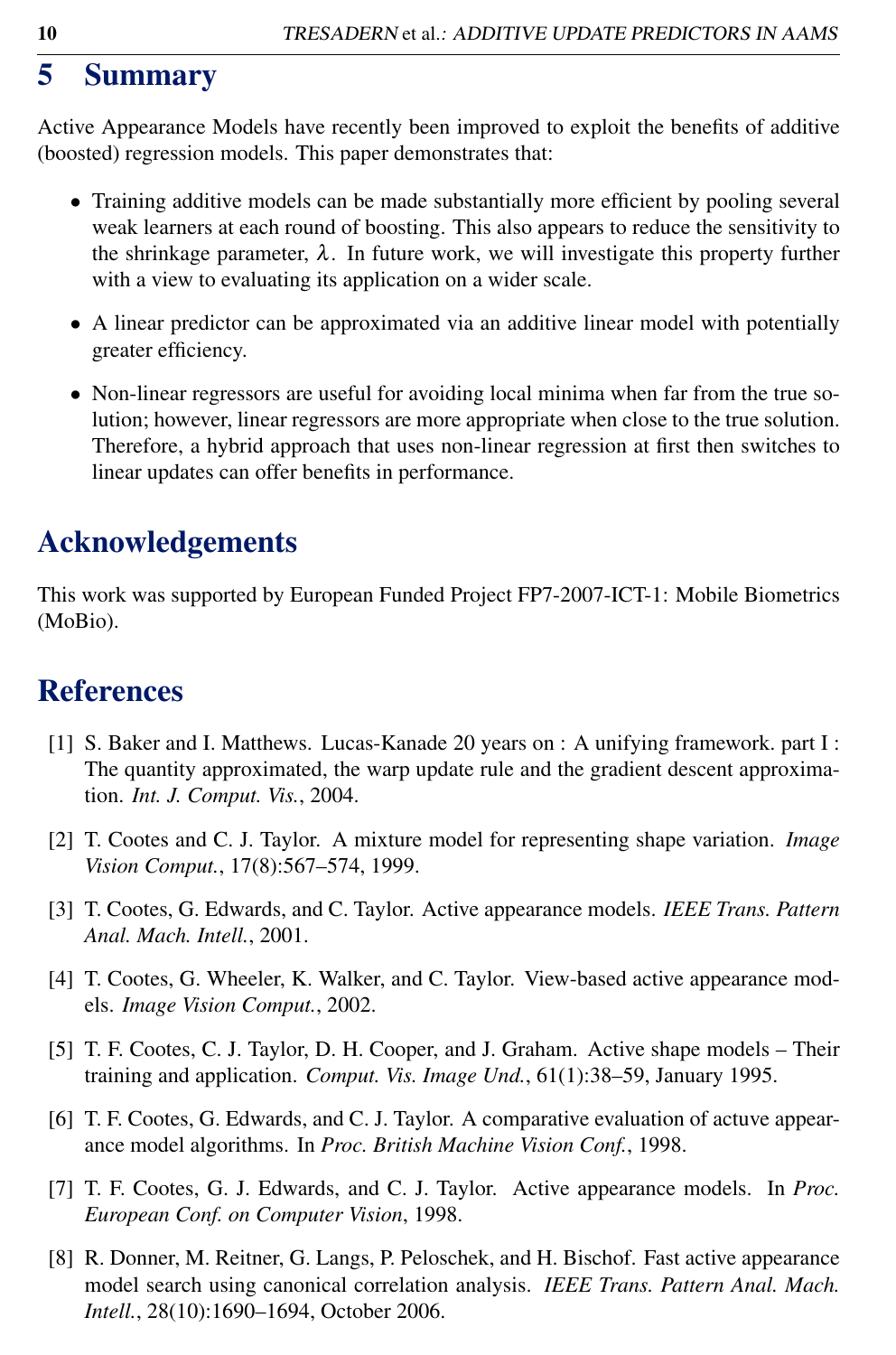# 5 Summary

Active Appearance Models have recently been improved to exploit the benefits of additive (boosted) regression models. This paper demonstrates that:

- Training additive models can be made substantially more efficient by pooling several weak learners at each round of boosting. This also appears to reduce the sensitivity to the shrinkage parameter, $\lambda$. In future work, we will investigate this property further with a view to evaluating its application on a wider scale.
- A linear predictor can be approximated via an additive linear model with potentially greater efficiency.
- Non-linear regressors are useful for avoiding local minima when far from the true solution; however, linear regressors are more appropriate when close to the true solution. Therefore, a hybrid approach that uses non-linear regression at first then switches to linear updates can offer benefits in performance.

# Acknowledgements

This work was supported by European Funded Project FP7-2007-ICT-1: Mobile Biometrics (MoBio).

# References

[1] S. Baker and I. Matthews. Lucas-Kanade 20 years on : A unifying framework. part I : The quantity approximated, the warp update rule and the gradient descent approximation. *Int. J. Comput. Vis.*, 2004.

[2] T. Cootes and C. J. Taylor. A mixture model for representing shape variation. *Image Vision Comput.*, 17(8):567–574, 1999.

[3] T. Cootes, G. Edwards, and C. Taylor. Active appearance models. *IEEE Trans. Pattern Anal. Mach. Intell.*, 2001.

[4] T. Cootes, G. Wheeler, K. Walker, and C. Taylor. View-based active appearance models. *Image Vision Comput.*, 2002.

[5] T. F. Cootes, C. J. Taylor, D. H. Cooper, and J. Graham. Active shape models – Their training and application. *Comput. Vis. Image Und.*, 61(1):38–59, January 1995.

[6] T. F. Cootes, G. Edwards, and C. J. Taylor. A comparative evaluation of actuve appearance model algorithms. In *Proc. British Machine Vision Conf.*, 1998.

[7] T. F. Cootes, G. J. Edwards, and C. J. Taylor. Active appearance models. In *Proc. European Conf. on Computer Vision*, 1998.

[8] R. Donner, M. Reitner, G. Langs, P. Peloschek, and H. Bischof. Fast active appearance model search using canonical correlation analysis. *IEEE Trans. Pattern Anal. Mach. Intell.*, 28(10):1690–1694, October 2006.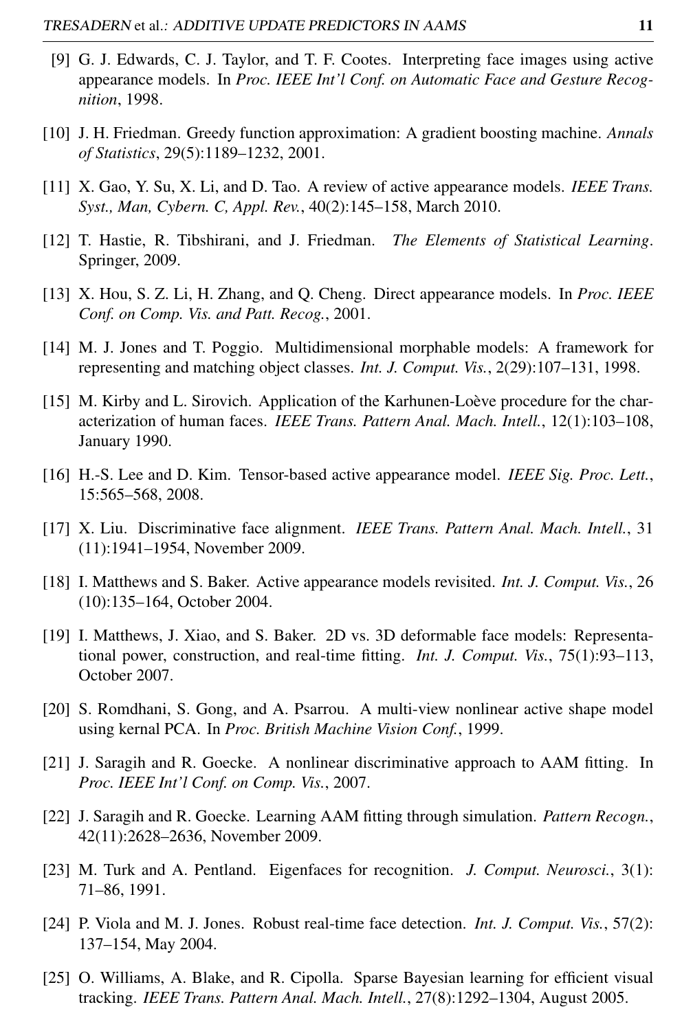[9] G. J. Edwards, C. J. Taylor, and T. F. Cootes. Interpreting face images using active appearance models. In *Proc. IEEE Int'l Conf. on Automatic Face and Gesture Recognition*, 1998.

[10] J. H. Friedman. Greedy function approximation: A gradient boosting machine. *Annals of Statistics*, 29(5):1189–1232, 2001.

[11] X. Gao, Y. Su, X. Li, and D. Tao. A review of active appearance models. *IEEE Trans. Syst., Man, Cybern. C, Appl. Rev.*, 40(2):145–158, March 2010.

[12] T. Hastie, R. Tibshirani, and J. Friedman. *The Elements of Statistical Learning*. Springer, 2009.

[13] X. Hou, S. Z. Li, H. Zhang, and Q. Cheng. Direct appearance models. In *Proc. IEEE Conf. on Comp. Vis. and Patt. Recog.*, 2001.

[14] M. J. Jones and T. Poggio. Multidimensional morphable models: A framework for representing and matching object classes. *Int. J. Comput. Vis.*, 2(29):107–131, 1998.

[15] M. Kirby and L. Sirovich. Application of the Karhunen-Loève procedure for the characterization of human faces. *IEEE Trans. Pattern Anal. Mach. Intell.*, 12(1):103–108, January 1990.

[16] H.-S. Lee and D. Kim. Tensor-based active appearance model. *IEEE Sig. Proc. Lett.*, 15:565–568, 2008.

[17] X. Liu. Discriminative face alignment. *IEEE Trans. Pattern Anal. Mach. Intell.*, 31 (11):1941–1954, November 2009.

[18] I. Matthews and S. Baker. Active appearance models revisited. *Int. J. Comput. Vis.*, 26 (10):135–164, October 2004.

[19] I. Matthews, J. Xiao, and S. Baker. 2D vs. 3D deformable face models: Representational power, construction, and real-time fitting. *Int. J. Comput. Vis.*, 75(1):93–113, October 2007.

[20] S. Romdhani, S. Gong, and A. Psarrou. A multi-view nonlinear active shape model using kernal PCA. In *Proc. British Machine Vision Conf.*, 1999.

[21] J. Saragih and R. Goecke. A nonlinear discriminative approach to AAM fitting. In *Proc. IEEE Int'l Conf. on Comp. Vis.*, 2007.

[22] J. Saragih and R. Goecke. Learning AAM fitting through simulation. *Pattern Recogn.*, 42(11):2628–2636, November 2009.

[23] M. Turk and A. Pentland. Eigenfaces for recognition. *J. Comput. Neurosci.*, 3(1): 71–86, 1991.

[24] P. Viola and M. J. Jones. Robust real-time face detection. *Int. J. Comput. Vis.*, 57(2): 137–154, May 2004.

[25] O. Williams, A. Blake, and R. Cipolla. Sparse Bayesian learning for efficient visual tracking. *IEEE Trans. Pattern Anal. Mach. Intell.*, 27(8):1292–1304, August 2005.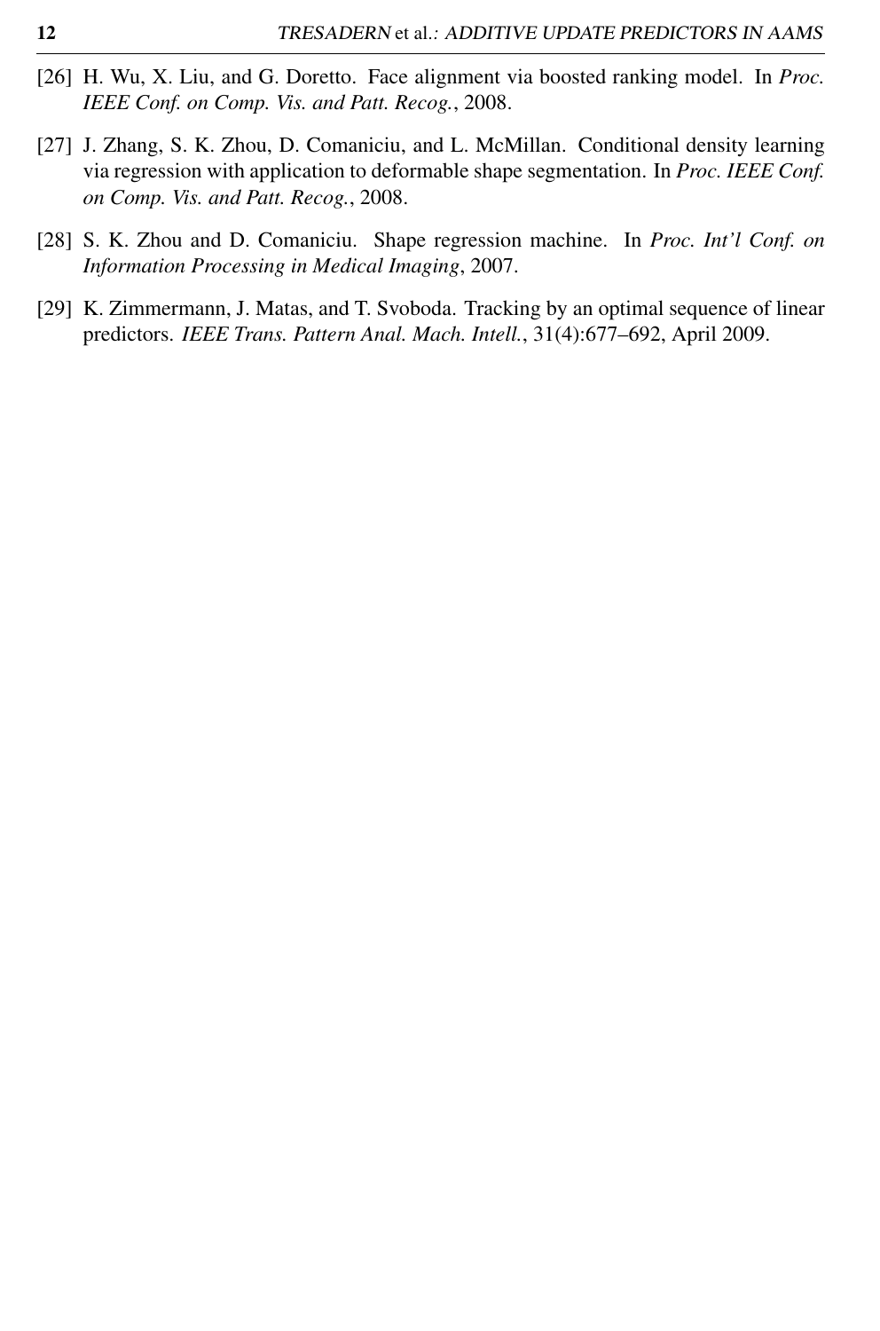[26] H. Wu, X. Liu, and G. Doretto. Face alignment via boosted ranking model. In *Proc. IEEE Conf. on Comp. Vis. and Patt. Recog.*, 2008.

[27] J. Zhang, S. K. Zhou, D. Comaniciu, and L. McMillan. Conditional density learning via regression with application to deformable shape segmentation. In *Proc. IEEE Conf. on Comp. Vis. and Patt. Recog.*, 2008.

[28] S. K. Zhou and D. Comaniciu. Shape regression machine. In *Proc. Int'l Conf. on Information Processing in Medical Imaging*, 2007.

[29] K. Zimmermann, J. Matas, and T. Svoboda. Tracking by an optimal sequence of linear predictors. *IEEE Trans. Pattern Anal. Mach. Intell.*, 31(4):677–692, April 2009.